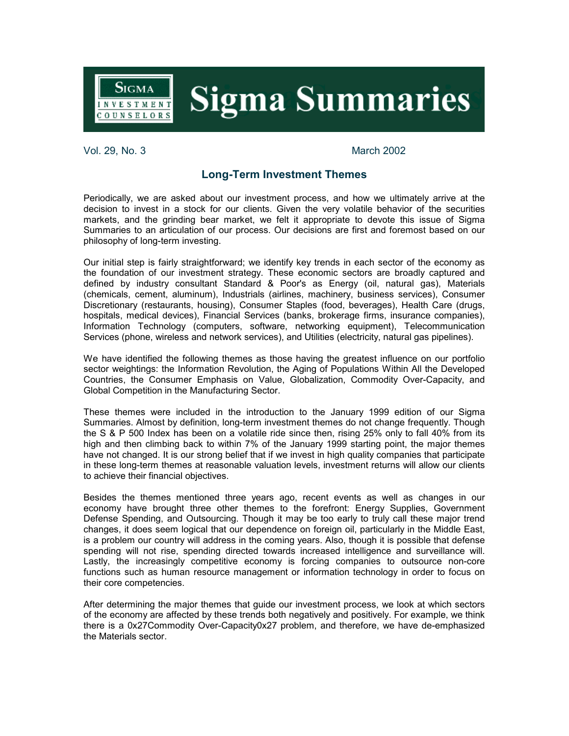# Sigma Summaries

SIGMA INVESTMENT COUNSELORS

Vol. 29, No. 3 March 2002

## Long-Term Investment Themes

Periodically, we are asked about our investment process, and how we ultimately arrive at the decision to invest in a stock for our clients. Given the very volatile behavior of the securities markets, and the grinding bear market, we felt it appropriate to devote this issue of Sigma Summaries to an articulation of our process. Our decisions are first and foremost based on our philosophy of long-term investing.

Our initial step is fairly straightforward; we identify key trends in each sector of the economy as the foundation of our investment strategy. These economic sectors are broadly captured and defined by industry consultant Standard & Poor's as Energy (oil, natural gas), Materials (chemicals, cement, aluminum), Industrials (airlines, machinery, business services), Consumer Discretionary (restaurants, housing), Consumer Staples (food, beverages), Health Care (drugs, hospitals, medical devices), Financial Services (banks, brokerage firms, insurance companies), Information Technology (computers, software, networking equipment), Telecommunication Services (phone, wireless and network services), and Utilities (electricity, natural gas pipelines).

We have identified the following themes as those having the greatest influence on our portfolio sector weightings: the Information Revolution, the Aging of Populations Within All the Developed Countries, the Consumer Emphasis on Value, Globalization, Commodity Over-Capacity, and Global Competition in the Manufacturing Sector.

These themes were included in the introduction to the January 1999 edition of our Sigma Summaries. Almost by definition, long-term investment themes do not change frequently. Though the S & P 500 Index has been on a volatile ride since then, rising 25% only to fall 40% from its high and then climbing back to within 7% of the January 1999 starting point, the major themes have not changed. It is our strong belief that if we invest in high quality companies that participate in these long-term themes at reasonable valuation levels, investment returns will allow our clients to achieve their financial objectives.

Besides the themes mentioned three years ago, recent events as well as changes in our economy have brought three other themes to the forefront: Energy Supplies, Government Defense Spending, and Outsourcing. Though it may be too early to truly call these major trend changes, it does seem logical that our dependence on foreign oil, particularly in the Middle East, is a problem our country will address in the coming years. Also, though it is possible that defense spending will not rise, spending directed towards increased intelligence and surveillance will. Lastly, the increasingly competitive economy is forcing companies to outsource non-core functions such as human resource management or information technology in order to focus on their core competencies.

After determining the major themes that guide our investment process, we look at which sectors of the economy are affected by these trends both negatively and positively. For example, we think there is a 0x27Commodity Over-Capacity0x27 problem, and therefore, we have de-emphasized the Materials sector.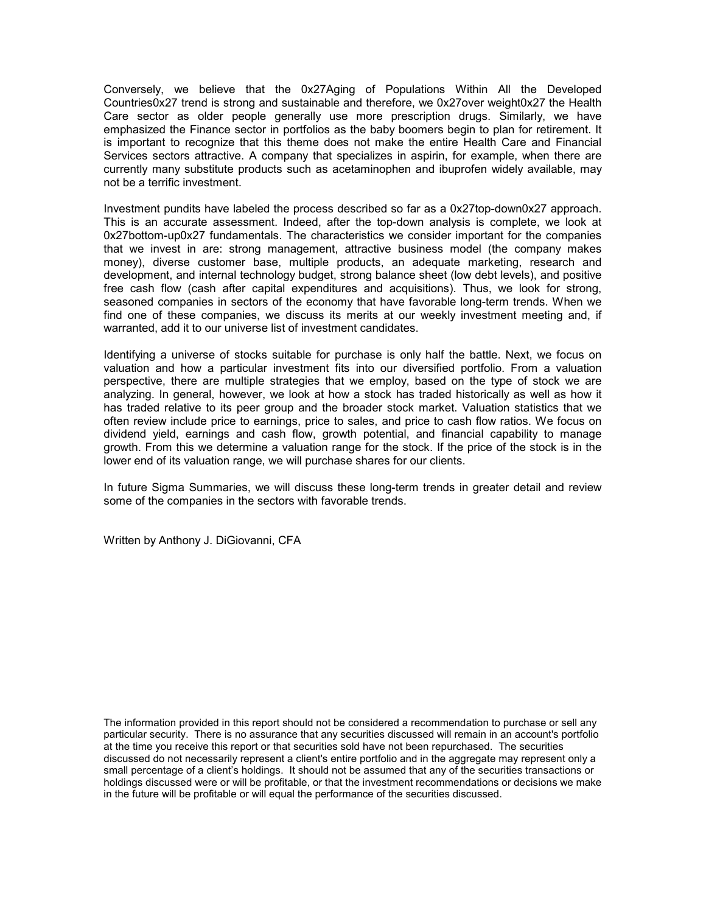Conversely, we believe that the 0x27Aging of Populations Within All the Developed Countries0x27 trend is strong and sustainable and therefore, we 0x27over weight0x27 the Health Care sector as older people generally use more prescription drugs. Similarly, we have emphasized the Finance sector in portfolios as the baby boomers begin to plan for retirement. It is important to recognize that this theme does not make the entire Health Care and Financial Services sectors attractive. A company that specializes in aspirin, for example, when there are currently many substitute products such as acetaminophen and ibuprofen widely available, may not be a terrific investment.

Investment pundits have labeled the process described so far as a 0x27top-down0x27 approach. This is an accurate assessment. Indeed, after the top-down analysis is complete, we look at 0x27bottom-up0x27 fundamentals. The characteristics we consider important for the companies that we invest in are: strong management, attractive business model (the company makes money), diverse customer base, multiple products, an adequate marketing, research and development, and internal technology budget, strong balance sheet (low debt levels), and positive free cash flow (cash after capital expenditures and acquisitions). Thus, we look for strong, seasoned companies in sectors of the economy that have favorable long-term trends. When we find one of these companies, we discuss its merits at our weekly investment meeting and, if warranted, add it to our universe list of investment candidates.

Identifying a universe of stocks suitable for purchase is only half the battle. Next, we focus on valuation and how a particular investment fits into our diversified portfolio. From a valuation perspective, there are multiple strategies that we employ, based on the type of stock we are analyzing. In general, however, we look at how a stock has traded historically as well as how it has traded relative to its peer group and the broader stock market. Valuation statistics that we often review include price to earnings, price to sales, and price to cash flow ratios. We focus on dividend yield, earnings and cash flow, growth potential, and financial capability to manage growth. From this we determine a valuation range for the stock. If the price of the stock is in the lower end of its valuation range, we will purchase shares for our clients.

In future Sigma Summaries, we will discuss these long-term trends in greater detail and review some of the companies in the sectors with favorable trends.

Written by Anthony J. DiGiovanni, CFA

The information provided in this report should not be considered a recommendation to purchase or sell any particular security. There is no assurance that any securities discussed will remain in an account's portfolio at the time you receive this report or that securities sold have not been repurchased. The securities discussed do not necessarily represent a client's entire portfolio and in the aggregate may represent only a small percentage of a client's holdings. It should not be assumed that any of the securities transactions or holdings discussed were or will be profitable, or that the investment recommendations or decisions we make in the future will be profitable or will equal the performance of the securities discussed.